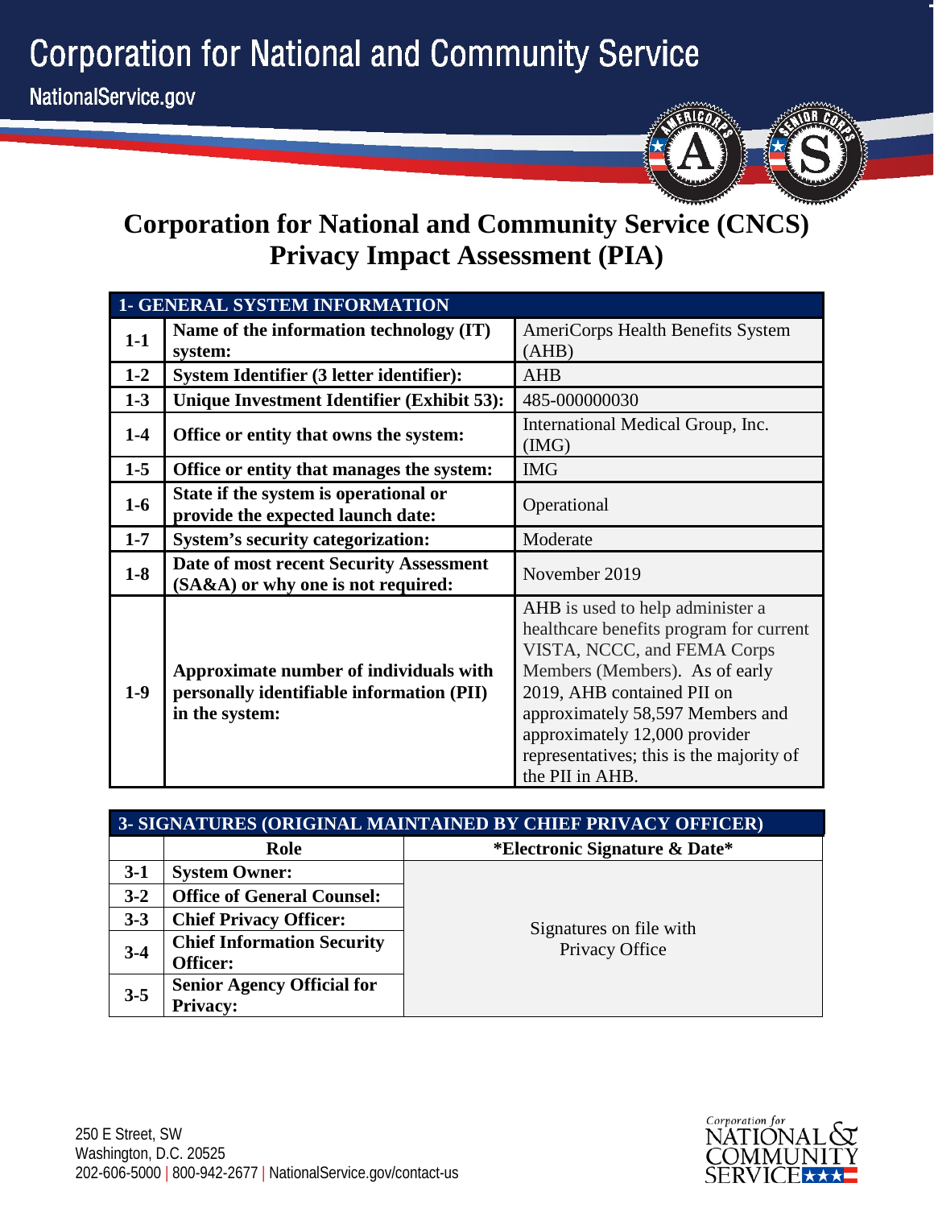# Corporation for National and Community Service

NationalService.gov

# Corporation for National and Community Service (CNCS) Privacy Impact Assessment (PIA)

| 1- GENERAL SYSTEM INFORMATION | | |
|---|---|---|
| **1-1** | **Name of the information technology (IT) system:** | AmeriCorps Health Benefits System (AHB) |
| **1-2** | **System Identifier (3 letter identifier):** | AHB |
| **1-3** | **Unique Investment Identifier (Exhibit 53):** | 485-000000030 |
| **1-4** | **Office or entity that owns the system:** | International Medical Group, Inc. (IMG) |
| **1-5** | **Office or entity that manages the system:** | IMG |
| **1-6** | **State if the system is operational or provide the expected launch date:** | Operational |
| **1-7** | **System's security categorization:** | Moderate |
| **1-8** | **Date of most recent Security Assessment (SA&A) or why one is not required:** | November 2019 |
| **1-9** | **Approximate number of individuals with personally identifiable information (PII) in the system:** | AHB is used to help administer a healthcare benefits program for current VISTA, NCCC, and FEMA Corps Members (Members). As of early 2019, AHB contained PII on approximately 58,597 Members and approximately 12,000 provider representatives; this is the majority of the PII in AHB. |

| 3- SIGNATURES (ORIGINAL MAINTAINED BY CHIEF PRIVACY OFFICER) | | |
|---|---|---|
| | **Role** | ***Electronic Signature & Date*** |
| **3-1** | **System Owner:** | Signatures on file with Privacy Office |
| **3-2** | **Office of General Counsel:** | |
| **3-3** | **Chief Privacy Officer:** | |
| **3-4** | **Chief Information Security Officer:** | |
| **3-5** | **Senior Agency Official for Privacy:** | |

250 E Street, SW
Washington, D.C. 20525
202-606-5000 | 800-942-2677 | NationalService.gov/contact-us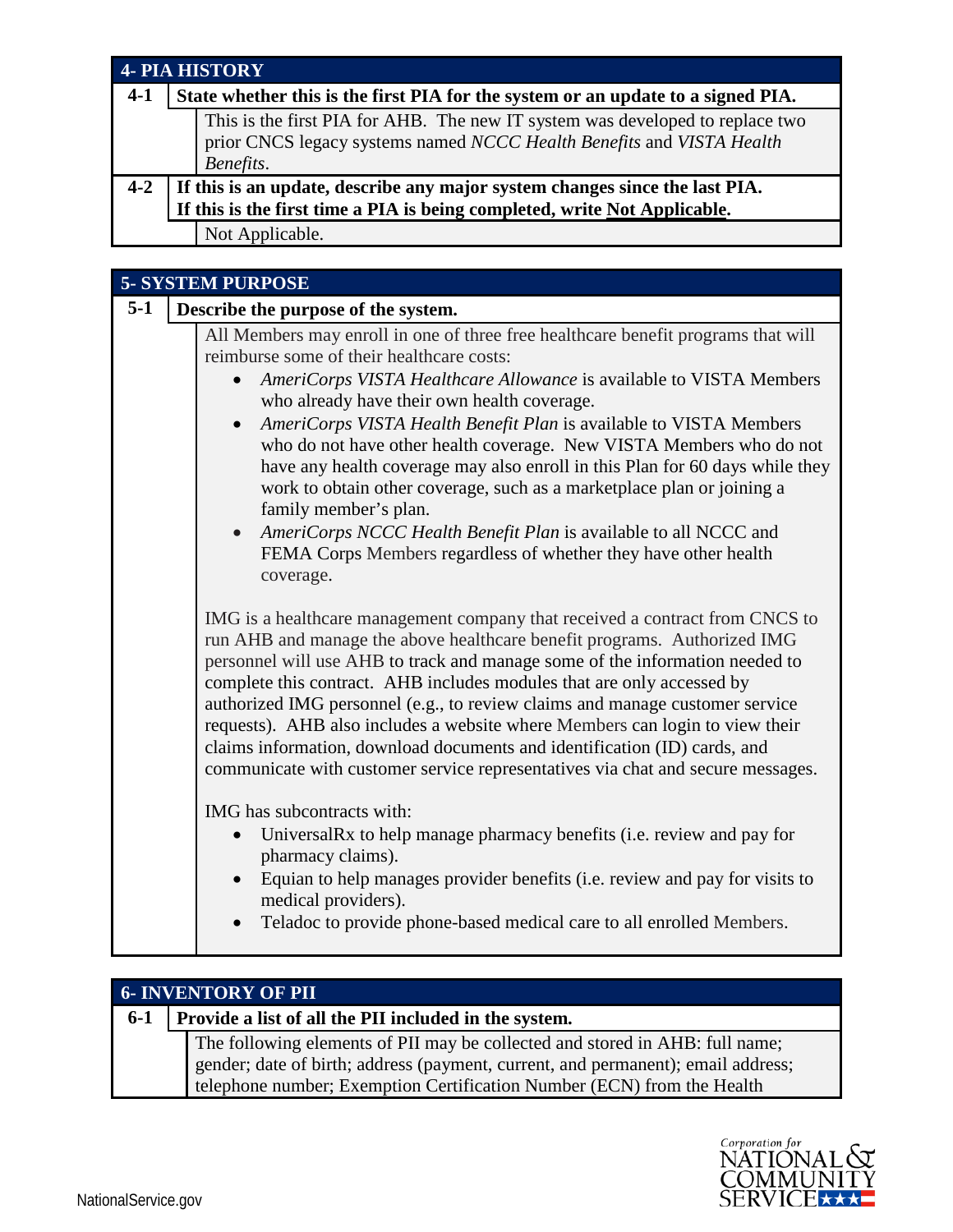## 4- PIA HISTORY

**4-1 State whether this is the first PIA for the system or an update to a signed PIA.**

This is the first PIA for AHB. The new IT system was developed to replace two prior CNCS legacy systems named *NCCC Health Benefits* and *VISTA Health Benefits*.

**4-2 If this is an update, describe any major system changes since the last PIA. If this is the first time a PIA is being completed, write Not Applicable.**

Not Applicable.

## 5- SYSTEM PURPOSE

**5-1 Describe the purpose of the system.**

All Members may enroll in one of three free healthcare benefit programs that will reimburse some of their healthcare costs:

- *AmeriCorps VISTA Healthcare Allowance* is available to VISTA Members who already have their own health coverage.
- *AmeriCorps VISTA Health Benefit Plan* is available to VISTA Members who do not have other health coverage. New VISTA Members who do not have any health coverage may also enroll in this Plan for 60 days while they work to obtain other coverage, such as a marketplace plan or joining a family member's plan.
- *AmeriCorps NCCC Health Benefit Plan* is available to all NCCC and FEMA Corps Members regardless of whether they have other health coverage.

IMG is a healthcare management company that received a contract from CNCS to run AHB and manage the above healthcare benefit programs. Authorized IMG personnel will use AHB to track and manage some of the information needed to complete this contract. AHB includes modules that are only accessed by authorized IMG personnel (e.g., to review claims and manage customer service requests). AHB also includes a website where Members can login to view their claims information, download documents and identification (ID) cards, and communicate with customer service representatives via chat and secure messages.

IMG has subcontracts with:

- UniversalRx to help manage pharmacy benefits (i.e. review and pay for pharmacy claims).
- Equian to help manages provider benefits (i.e. review and pay for visits to medical providers).
- Teladoc to provide phone-based medical care to all enrolled Members.

## 6- INVENTORY OF PII

**6-1 Provide a list of all the PII included in the system.**

The following elements of PII may be collected and stored in AHB: full name; gender; date of birth; address (payment, current, and permanent); email address; telephone number; Exemption Certification Number (ECN) from the Health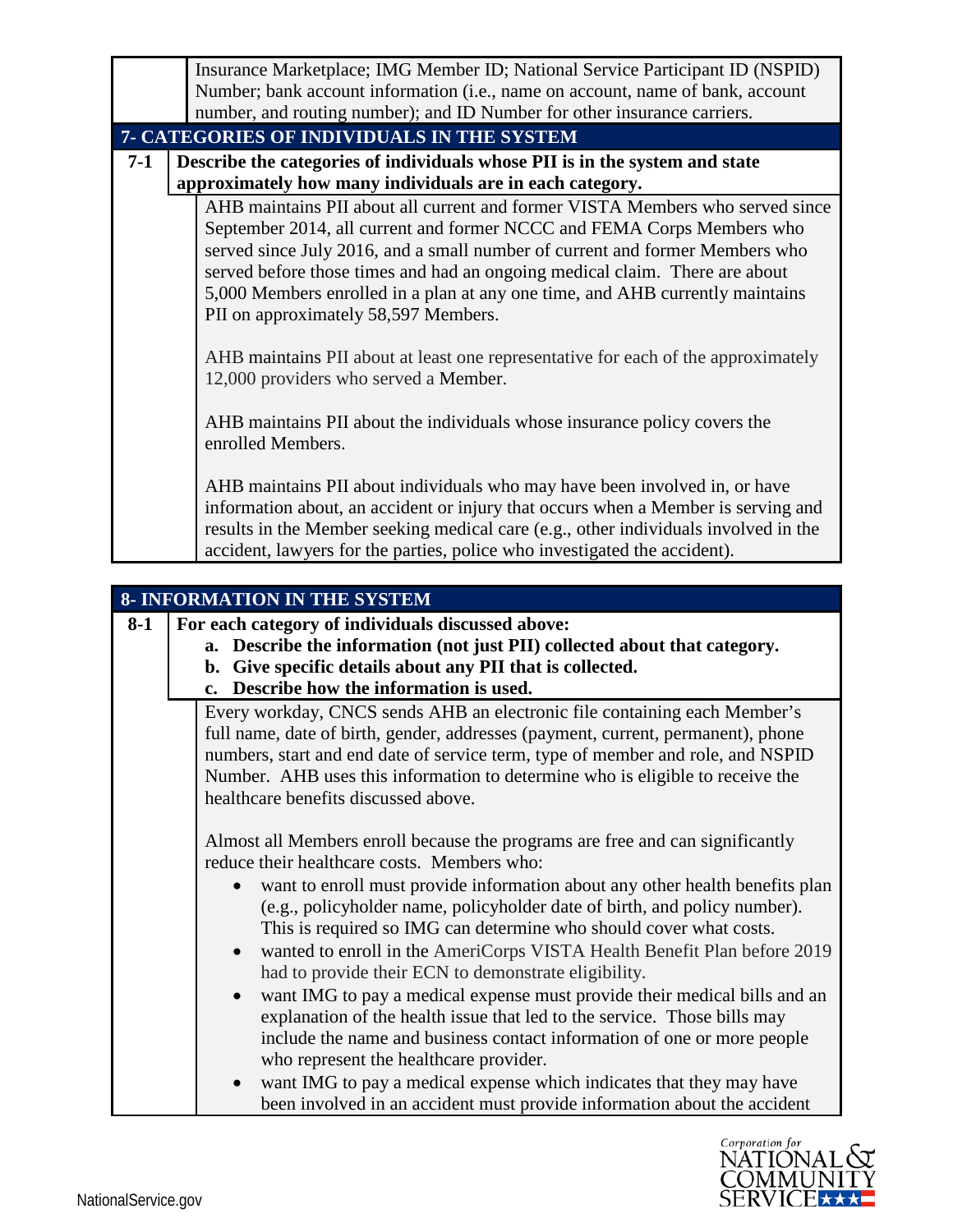Insurance Marketplace; IMG Member ID; National Service Participant ID (NSPID) Number; bank account information (i.e., name on account, name of bank, account number, and routing number); and ID Number for other insurance carriers.

## 7- CATEGORIES OF INDIVIDUALS IN THE SYSTEM

**7-1 Describe the categories of individuals whose PII is in the system and state approximately how many individuals are in each category.**

AHB maintains PII about all current and former VISTA Members who served since September 2014, all current and former NCCC and FEMA Corps Members who served since July 2016, and a small number of current and former Members who served before those times and had an ongoing medical claim. There are about 5,000 Members enrolled in a plan at any one time, and AHB currently maintains PII on approximately 58,597 Members.

AHB maintains PII about at least one representative for each of the approximately 12,000 providers who served a Member.

AHB maintains PII about the individuals whose insurance policy covers the enrolled Members.

AHB maintains PII about individuals who may have been involved in, or have information about, an accident or injury that occurs when a Member is serving and results in the Member seeking medical care (e.g., other individuals involved in the accident, lawyers for the parties, police who investigated the accident).

## 8- INFORMATION IN THE SYSTEM

**8-1 For each category of individuals discussed above:**

**a. Describe the information (not just PII) collected about that category.**
**b. Give specific details about any PII that is collected.**
**c. Describe how the information is used.**

Every workday, CNCS sends AHB an electronic file containing each Member's full name, date of birth, gender, addresses (payment, current, permanent), phone numbers, start and end date of service term, type of member and role, and NSPID Number. AHB uses this information to determine who is eligible to receive the healthcare benefits discussed above.

Almost all Members enroll because the programs are free and can significantly reduce their healthcare costs. Members who:

- want to enroll must provide information about any other health benefits plan (e.g., policyholder name, policyholder date of birth, and policy number). This is required so IMG can determine who should cover what costs.
- wanted to enroll in the AmeriCorps VISTA Health Benefit Plan before 2019 had to provide their ECN to demonstrate eligibility.
- want IMG to pay a medical expense must provide their medical bills and an explanation of the health issue that led to the service. Those bills may include the name and business contact information of one or more people who represent the healthcare provider.
- want IMG to pay a medical expense which indicates that they may have been involved in an accident must provide information about the accident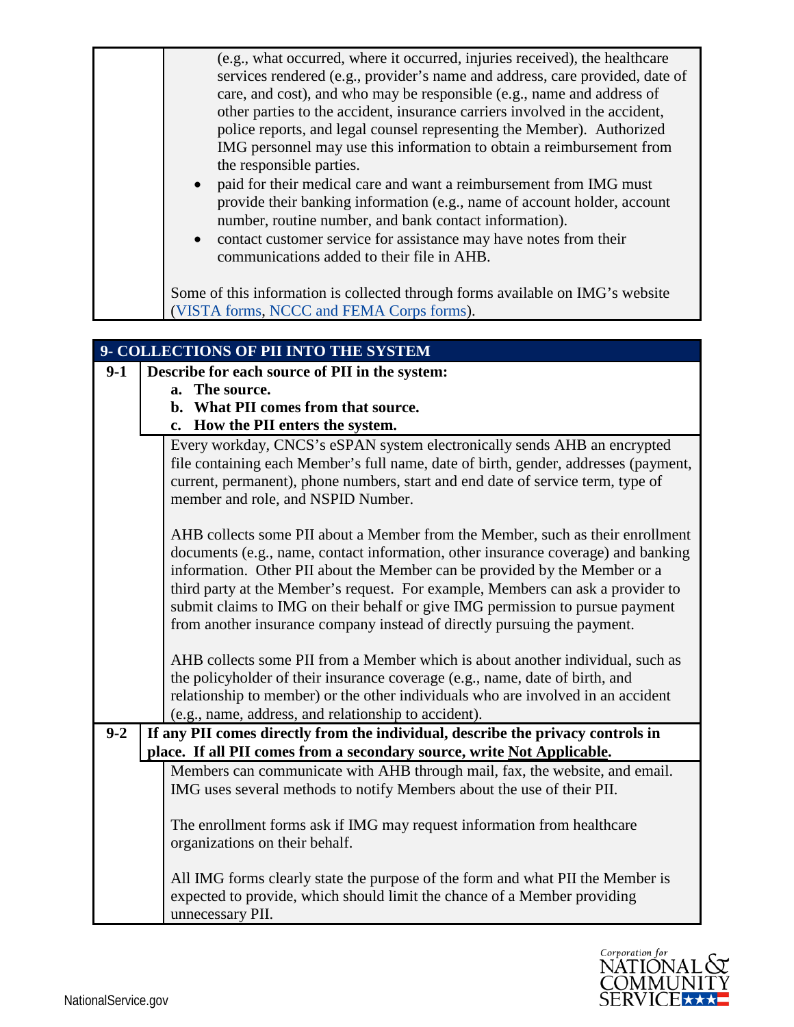(e.g., what occurred, where it occurred, injuries received), the healthcare services rendered (e.g., provider's name and address, care provided, date of care, and cost), and who may be responsible (e.g., name and address of other parties to the accident, insurance carriers involved in the accident, police reports, and legal counsel representing the Member). Authorized IMG personnel may use this information to obtain a reimbursement from the responsible parties.

- paid for their medical care and want a reimbursement from IMG must provide their banking information (e.g., name of account holder, account number, routine number, and bank contact information).
- contact customer service for assistance may have notes from their communications added to their file in AHB.

Some of this information is collected through forms available on IMG's website (VISTA forms, NCCC and FEMA Corps forms).

## 9- COLLECTIONS OF PII INTO THE SYSTEM

**9-1 Describe for each source of PII in the system:**

**a. The source.**
**b. What PII comes from that source.**
**c. How the PII enters the system.**

Every workday, CNCS's eSPAN system electronically sends AHB an encrypted file containing each Member's full name, date of birth, gender, addresses (payment, current, permanent), phone numbers, start and end date of service term, type of member and role, and NSPID Number.

AHB collects some PII about a Member from the Member, such as their enrollment documents (e.g., name, contact information, other insurance coverage) and banking information. Other PII about the Member can be provided by the Member or a third party at the Member's request. For example, Members can ask a provider to submit claims to IMG on their behalf or give IMG permission to pursue payment from another insurance company instead of directly pursuing the payment.

AHB collects some PII from a Member which is about another individual, such as the policyholder of their insurance coverage (e.g., name, date of birth, and relationship to member) or the other individuals who are involved in an accident (e.g., name, address, and relationship to accident).

**9-2 If any PII comes directly from the individual, describe the privacy controls in place. If all PII comes from a secondary source, write Not Applicable.**

Members can communicate with AHB through mail, fax, the website, and email. IMG uses several methods to notify Members about the use of their PII.

The enrollment forms ask if IMG may request information from healthcare organizations on their behalf.

All IMG forms clearly state the purpose of the form and what PII the Member is expected to provide, which should limit the chance of a Member providing unnecessary PII.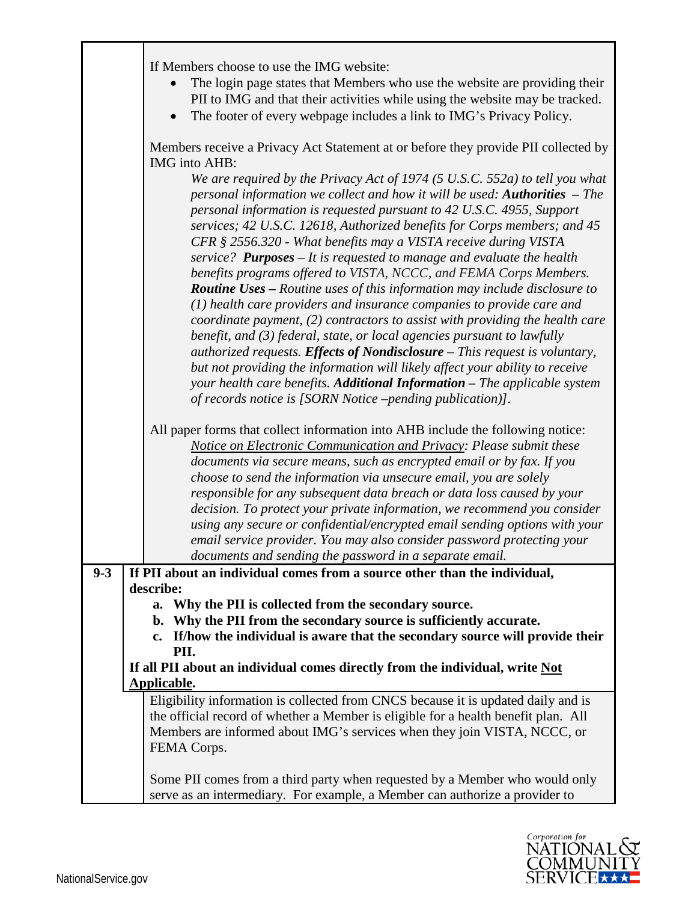If Members choose to use the IMG website:

- The login page states that Members who use the website are providing their PII to IMG and that their activities while using the website may be tracked.
- The footer of every webpage includes a link to IMG's Privacy Policy.

Members receive a Privacy Act Statement at or before they provide PII collected by IMG into AHB:

> *We are required by the Privacy Act of 1974 (5 U.S.C. 552a) to tell you what personal information we collect and how it will be used:* ***Authorities*** *– The personal information is requested pursuant to 42 U.S.C. 4955, Support services; 42 U.S.C. 12618, Authorized benefits for Corps members; and 45 CFR § 2556.320 - What benefits may a VISTA receive during VISTA service?* ***Purposes*** *– It is requested to manage and evaluate the health benefits programs offered to VISTA, NCCC, and FEMA Corps Members.* ***Routine Uses*** *– Routine uses of this information may include disclosure to (1) health care providers and insurance companies to provide care and coordinate payment, (2) contractors to assist with providing the health care benefit, and (3) federal, state, or local agencies pursuant to lawfully authorized requests.* ***Effects of Nondisclosure*** *– This request is voluntary, but not providing the information will likely affect your ability to receive your health care benefits.* ***Additional Information*** *– The applicable system of records notice is [SORN Notice –pending publication)].*

All paper forms that collect information into AHB include the following notice:

> *<u>Notice on Electronic Communication and Privacy</u>: Please submit these documents via secure means, such as encrypted email or by fax. If you choose to send the information via unsecure email, you are solely responsible for any subsequent data breach or data loss caused by your decision. To protect your private information, we recommend you consider using any secure or confidential/encrypted email sending options with your email service provider. You may also consider password protecting your documents and sending the password in a separate email.*

**9-3 If PII about an individual comes from a source other than the individual, describe:**

**a. Why the PII is collected from the secondary source.**
**b. Why the PII from the secondary source is sufficiently accurate.**
**c. If/how the individual is aware that the secondary source will provide their PII.**

**If all PII about an individual comes directly from the individual, write <u>Not Applicable</u>.**

Eligibility information is collected from CNCS because it is updated daily and is the official record of whether a Member is eligible for a health benefit plan. All Members are informed about IMG's services when they join VISTA, NCCC, or FEMA Corps.

Some PII comes from a third party when requested by a Member who would only serve as an intermediary. For example, a Member can authorize a provider to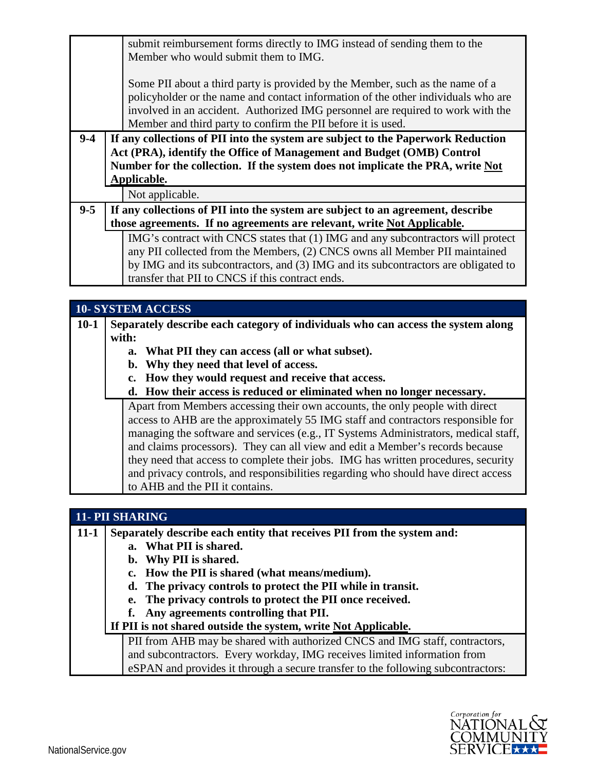| | |
|---|---|
| | submit reimbursement forms directly to IMG instead of sending them to the Member who would submit them to IMG.<br><br>Some PII about a third party is provided by the Member, such as the name of a policyholder or the name and contact information of the other individuals who are involved in an accident. Authorized IMG personnel are required to work with the Member and third party to confirm the PII before it is used. |
| **9-4** | **If any collections of PII into the system are subject to the Paperwork Reduction Act (PRA), identify the Office of Management and Budget (OMB) Control Number for the collection. If the system does not implicate the PRA, write Not Applicable.** |
| | Not applicable. |
| **9-5** | **If any collections of PII into the system are subject to an agreement, describe those agreements. If no agreements are relevant, write Not Applicable.** |
| | IMG's contract with CNCS states that (1) IMG and any subcontractors will protect any PII collected from the Members, (2) CNCS owns all Member PII maintained by IMG and its subcontractors, and (3) IMG and its subcontractors are obligated to transfer that PII to CNCS if this contract ends. |

| **10- SYSTEM ACCESS** | |
|---|---|
| **10-1** | **Separately describe each category of individuals who can access the system along with:**<br>**a. What PII they can access (all or what subset).**<br>**b. Why they need that level of access.**<br>**c. How they would request and receive that access.**<br>**d. How their access is reduced or eliminated when no longer necessary.** |
| | Apart from Members accessing their own accounts, the only people with direct access to AHB are the approximately 55 IMG staff and contractors responsible for managing the software and services (e.g., IT Systems Administrators, medical staff, and claims processors). They can all view and edit a Member's records because they need that access to complete their jobs. IMG has written procedures, security and privacy controls, and responsibilities regarding who should have direct access to AHB and the PII it contains. |

| **11- PII SHARING** | |
|---|---|
| **11-1** | **Separately describe each entity that receives PII from the system and:**<br>**a. What PII is shared.**<br>**b. Why PII is shared.**<br>**c. How the PII is shared (what means/medium).**<br>**d. The privacy controls to protect the PII while in transit.**<br>**e. The privacy controls to protect the PII once received.**<br>**f. Any agreements controlling that PII.**<br>**If PII is not shared outside the system, write Not Applicable.** |
| | PII from AHB may be shared with authorized CNCS and IMG staff, contractors, and subcontractors. Every workday, IMG receives limited information from eSPAN and provides it through a secure transfer to the following subcontractors: |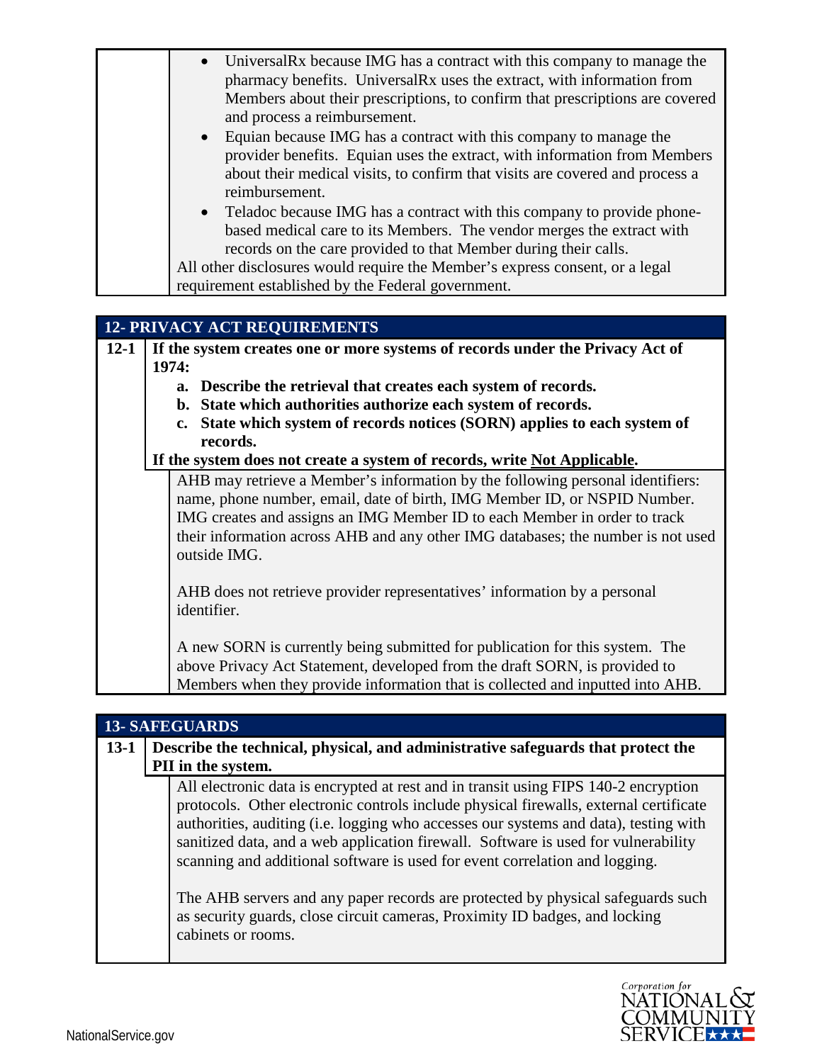- UniversalRx because IMG has a contract with this company to manage the pharmacy benefits. UniversalRx uses the extract, with information from Members about their prescriptions, to confirm that prescriptions are covered and process a reimbursement.
- Equian because IMG has a contract with this company to manage the provider benefits. Equian uses the extract, with information from Members about their medical visits, to confirm that visits are covered and process a reimbursement.
- Teladoc because IMG has a contract with this company to provide phone-based medical care to its Members. The vendor merges the extract with records on the care provided to that Member during their calls.

All other disclosures would require the Member's express consent, or a legal requirement established by the Federal government.

## 12- PRIVACY ACT REQUIREMENTS

**12-1 If the system creates one or more systems of records under the Privacy Act of 1974:**

**a. Describe the retrieval that creates each system of records.**

**b. State which authorities authorize each system of records.**

**c. State which system of records notices (SORN) applies to each system of records.**

**If the system does not create a system of records, write Not Applicable.**

AHB may retrieve a Member's information by the following personal identifiers: name, phone number, email, date of birth, IMG Member ID, or NSPID Number. IMG creates and assigns an IMG Member ID to each Member in order to track their information across AHB and any other IMG databases; the number is not used outside IMG.

AHB does not retrieve provider representatives' information by a personal identifier.

A new SORN is currently being submitted for publication for this system. The above Privacy Act Statement, developed from the draft SORN, is provided to Members when they provide information that is collected and inputted into AHB.

## 13- SAFEGUARDS

**13-1 Describe the technical, physical, and administrative safeguards that protect the PII in the system.**

All electronic data is encrypted at rest and in transit using FIPS 140-2 encryption protocols. Other electronic controls include physical firewalls, external certificate authorities, auditing (i.e. logging who accesses our systems and data), testing with sanitized data, and a web application firewall. Software is used for vulnerability scanning and additional software is used for event correlation and logging.

The AHB servers and any paper records are protected by physical safeguards such as security guards, close circuit cameras, Proximity ID badges, and locking cabinets or rooms.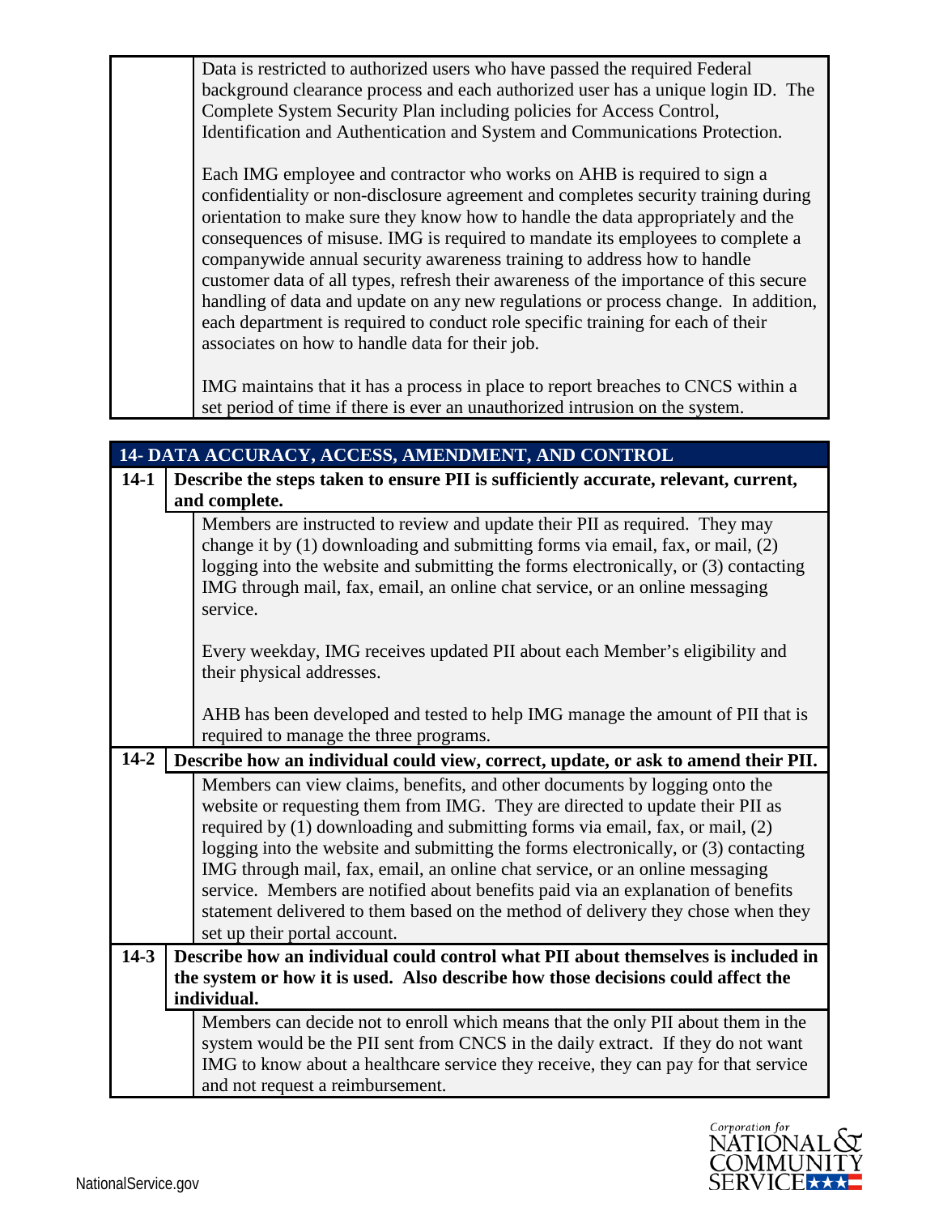| | |
|---|---|
| | Data is restricted to authorized users who have passed the required Federal background clearance process and each authorized user has a unique login ID. The Complete System Security Plan including policies for Access Control, Identification and Authentication and System and Communications Protection.<br><br>Each IMG employee and contractor who works on AHB is required to sign a confidentiality or non-disclosure agreement and completes security training during orientation to make sure they know how to handle the data appropriately and the consequences of misuse. IMG is required to mandate its employees to complete a companywide annual security awareness training to address how to handle customer data of all types, refresh their awareness of the importance of this secure handling of data and update on any new regulations or process change. In addition, each department is required to conduct role specific training for each of their associates on how to handle data for their job.<br><br>IMG maintains that it has a process in place to report breaches to CNCS within a set period of time if there is ever an unauthorized intrusion on the system. |

| **14- DATA ACCURACY, ACCESS, AMENDMENT, AND CONTROL** | |
|---|---|
| **14-1** | **Describe the steps taken to ensure PII is sufficiently accurate, relevant, current, and complete.** |
| | Members are instructed to review and update their PII as required. They may change it by (1) downloading and submitting forms via email, fax, or mail, (2) logging into the website and submitting the forms electronically, or (3) contacting IMG through mail, fax, email, an online chat service, or an online messaging service.<br><br>Every weekday, IMG receives updated PII about each Member's eligibility and their physical addresses.<br><br>AHB has been developed and tested to help IMG manage the amount of PII that is required to manage the three programs. |
| **14-2** | **Describe how an individual could view, correct, update, or ask to amend their PII.** |
| | Members can view claims, benefits, and other documents by logging onto the website or requesting them from IMG. They are directed to update their PII as required by (1) downloading and submitting forms via email, fax, or mail, (2) logging into the website and submitting the forms electronically, or (3) contacting IMG through mail, fax, email, an online chat service, or an online messaging service. Members are notified about benefits paid via an explanation of benefits statement delivered to them based on the method of delivery they chose when they set up their portal account. |
| **14-3** | **Describe how an individual could control what PII about themselves is included in the system or how it is used. Also describe how those decisions could affect the individual.** |
| | Members can decide not to enroll which means that the only PII about them in the system would be the PII sent from CNCS in the daily extract. If they do not want IMG to know about a healthcare service they receive, they can pay for that service and not request a reimbursement. |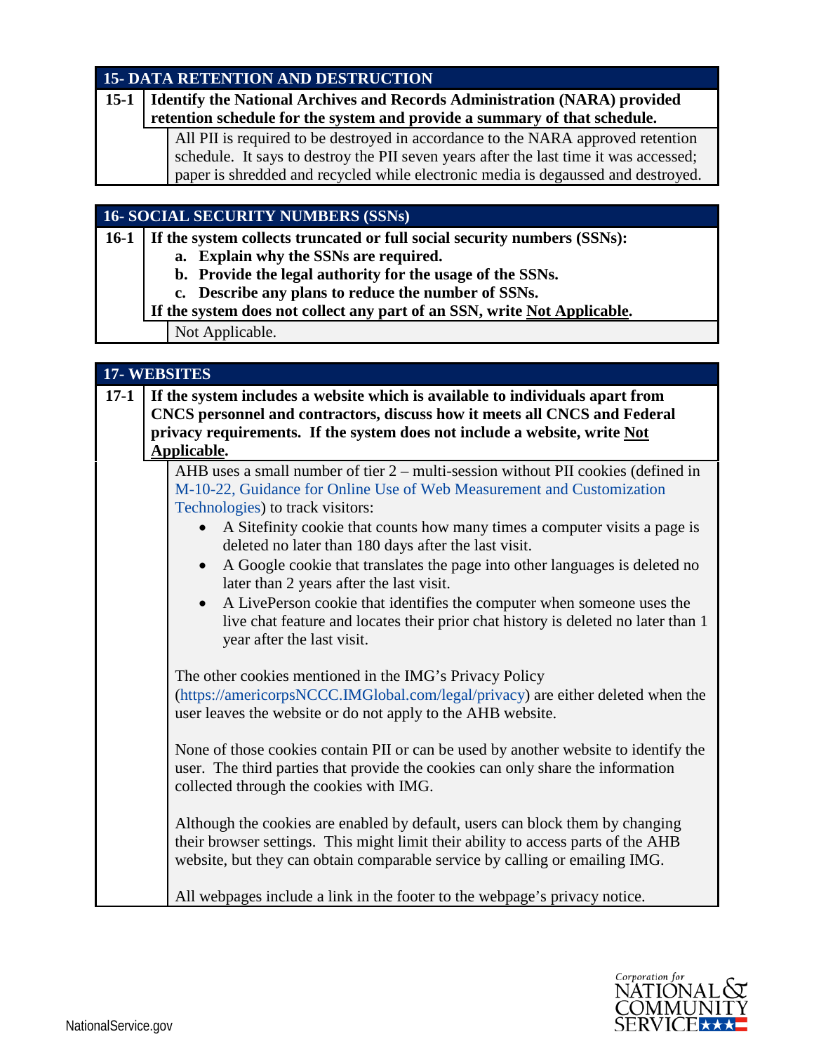## 15- DATA RETENTION AND DESTRUCTION

**15-1 Identify the National Archives and Records Administration (NARA) provided retention schedule for the system and provide a summary of that schedule.**

All PII is required to be destroyed in accordance to the NARA approved retention schedule. It says to destroy the PII seven years after the last time it was accessed; paper is shredded and recycled while electronic media is degaussed and destroyed.

## 16- SOCIAL SECURITY NUMBERS (SSNs)

**16-1 If the system collects truncated or full social security numbers (SSNs):**

**a. Explain why the SSNs are required.**

**b. Provide the legal authority for the usage of the SSNs.**

**c. Describe any plans to reduce the number of SSNs.**

**If the system does not collect any part of an SSN, write Not Applicable.**

Not Applicable.

## 17- WEBSITES

**17-1 If the system includes a website which is available to individuals apart from CNCS personnel and contractors, discuss how it meets all CNCS and Federal privacy requirements. If the system does not include a website, write Not Applicable.**

AHB uses a small number of tier 2 – multi-session without PII cookies (defined in M-10-22, Guidance for Online Use of Web Measurement and Customization Technologies) to track visitors:

- A Sitefinity cookie that counts how many times a computer visits a page is deleted no later than 180 days after the last visit.
- A Google cookie that translates the page into other languages is deleted no later than 2 years after the last visit.
- A LivePerson cookie that identifies the computer when someone uses the live chat feature and locates their prior chat history is deleted no later than 1 year after the last visit.

The other cookies mentioned in the IMG's Privacy Policy (https://americorpsNCCC.IMGlobal.com/legal/privacy) are either deleted when the user leaves the website or do not apply to the AHB website.

None of those cookies contain PII or can be used by another website to identify the user. The third parties that provide the cookies can only share the information collected through the cookies with IMG.

Although the cookies are enabled by default, users can block them by changing their browser settings. This might limit their ability to access parts of the AHB website, but they can obtain comparable service by calling or emailing IMG.

All webpages include a link in the footer to the webpage's privacy notice.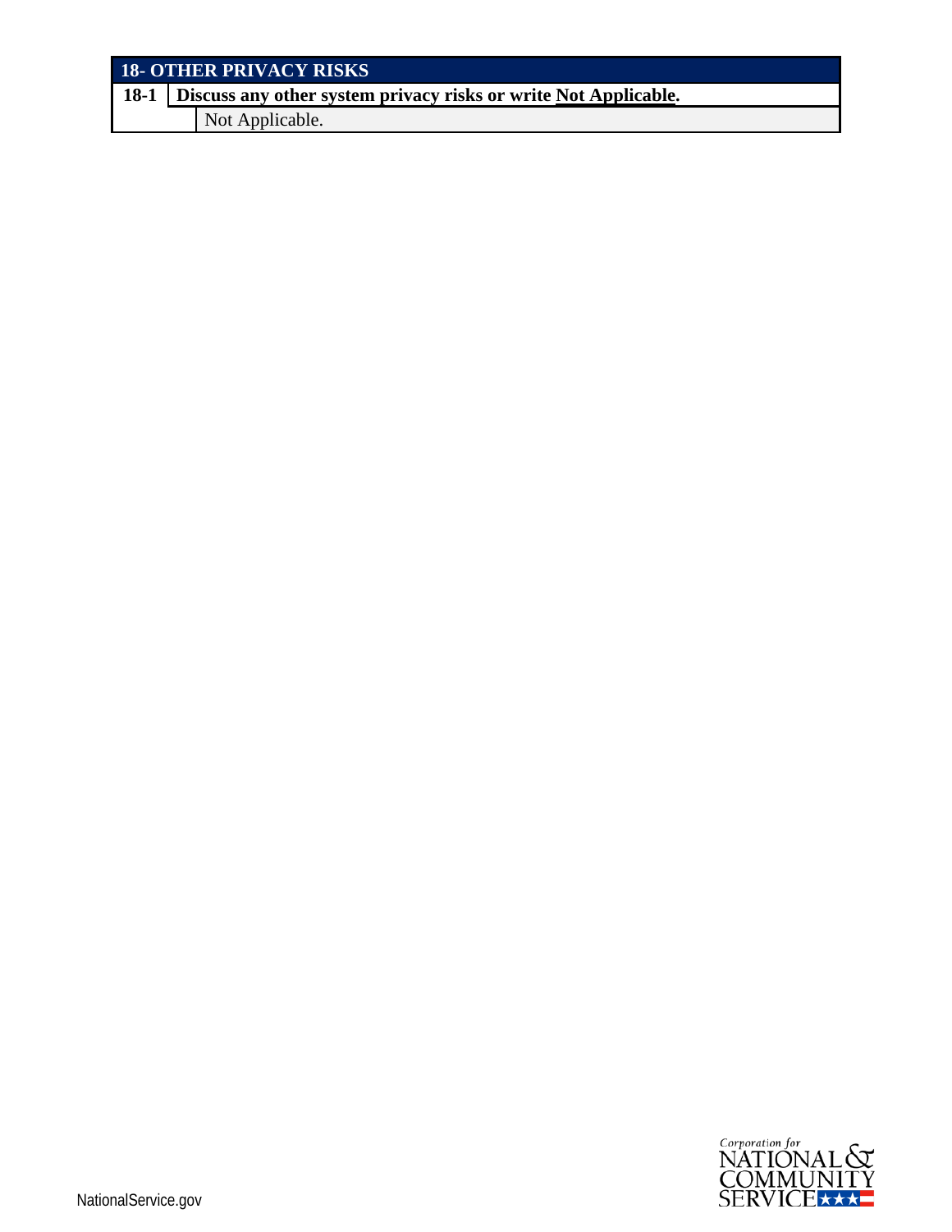| 18- OTHER PRIVACY RISKS | |
|---|---|
| **18-1** | **Discuss any other system privacy risks or write Not Applicable.** |
| | Not Applicable. |

NationalService.gov